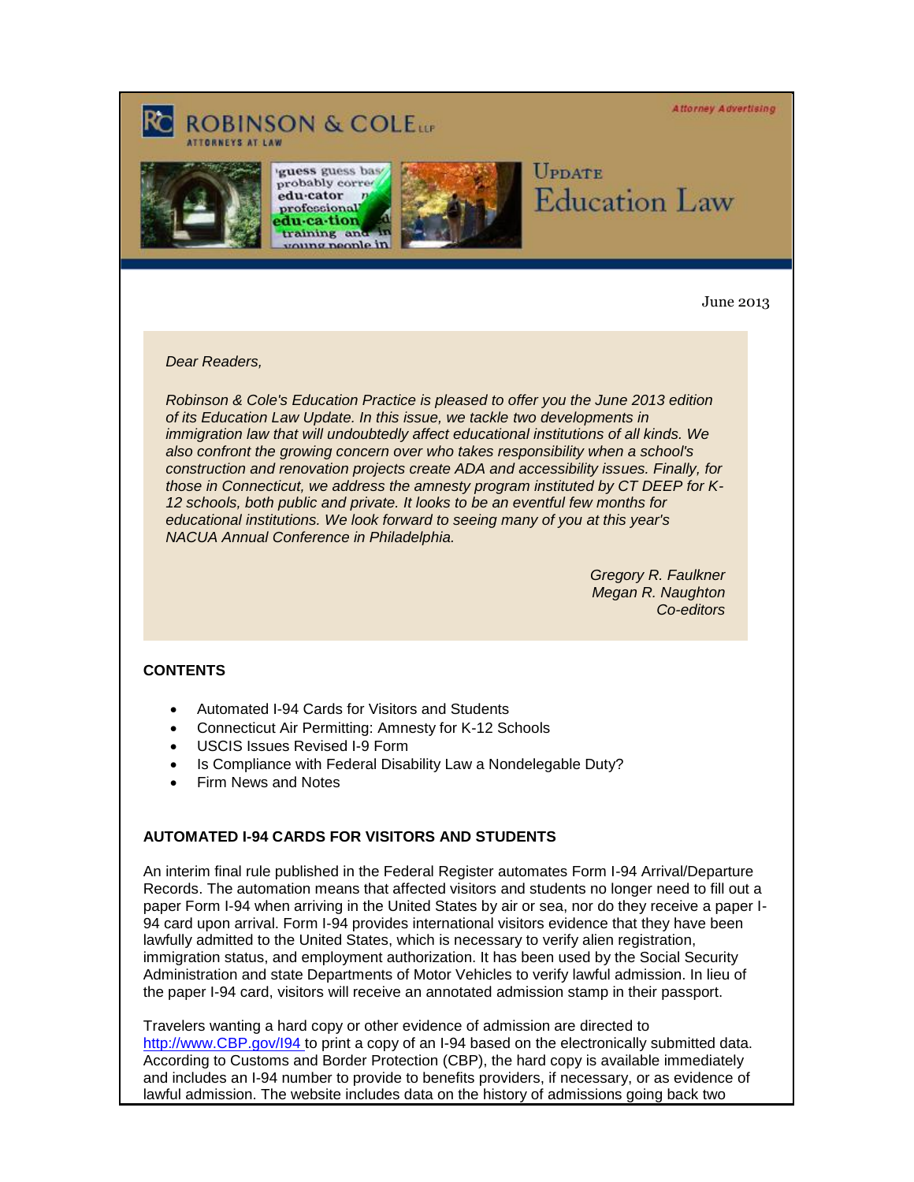Attorney Advertising

ROBINSON & COLE LLP
ATTORNEYS AT LAW

UPDATE
Education Law

June 2013

*Dear Readers,*

*Robinson & Cole's Education Practice is pleased to offer you the June 2013 edition of its Education Law Update. In this issue, we tackle two developments in immigration law that will undoubtedly affect educational institutions of all kinds. We also confront the growing concern over who takes responsibility when a school's construction and renovation projects create ADA and accessibility issues. Finally, for those in Connecticut, we address the amnesty program instituted by CT DEEP for K-12 schools, both public and private. It looks to be an eventful few months for educational institutions. We look forward to seeing many of you at this year's NACUA Annual Conference in Philadelphia.*

*Gregory R. Faulkner*
*Megan R. Naughton*
*Co-editors*

**CONTENTS**

- Automated I-94 Cards for Visitors and Students
- Connecticut Air Permitting: Amnesty for K-12 Schools
- USCIS Issues Revised I-9 Form
- Is Compliance with Federal Disability Law a Nondelegable Duty?
- Firm News and Notes

**AUTOMATED I-94 CARDS FOR VISITORS AND STUDENTS**

An interim final rule published in the Federal Register automates Form I-94 Arrival/Departure Records. The automation means that affected visitors and students no longer need to fill out a paper Form I-94 when arriving in the United States by air or sea, nor do they receive a paper I-94 card upon arrival. Form I-94 provides international visitors evidence that they have been lawfully admitted to the United States, which is necessary to verify alien registration, immigration status, and employment authorization. It has been used by the Social Security Administration and state Departments of Motor Vehicles to verify lawful admission. In lieu of the paper I-94 card, visitors will receive an annotated admission stamp in their passport.

Travelers wanting a hard copy or other evidence of admission are directed to http://www.CBP.gov/I94 to print a copy of an I-94 based on the electronically submitted data. According to Customs and Border Protection (CBP), the hard copy is available immediately and includes an I-94 number to provide to benefits providers, if necessary, or as evidence of lawful admission. The website includes data on the history of admissions going back two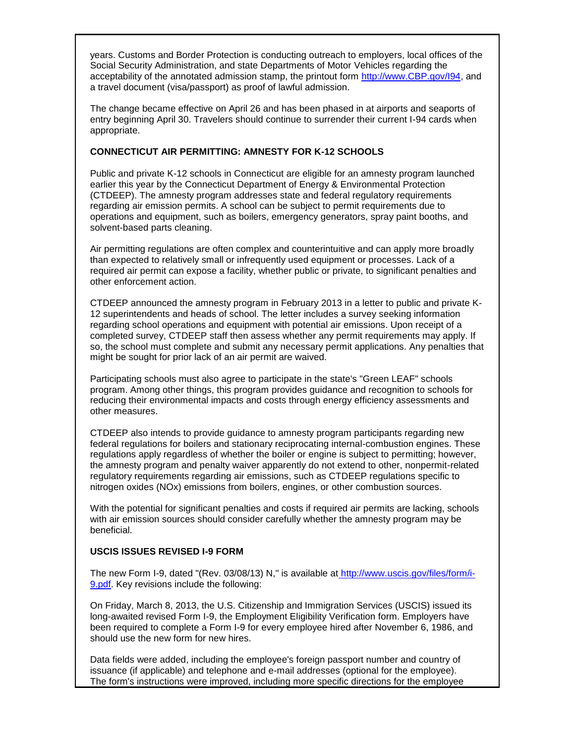years. Customs and Border Protection is conducting outreach to employers, local offices of the Social Security Administration, and state Departments of Motor Vehicles regarding the acceptability of the annotated admission stamp, the printout form http://www.CBP.gov/I94, and a travel document (visa/passport) as proof of lawful admission.

The change became effective on April 26 and has been phased in at airports and seaports of entry beginning April 30. Travelers should continue to surrender their current I-94 cards when appropriate.

**CONNECTICUT AIR PERMITTING: AMNESTY FOR K-12 SCHOOLS**

Public and private K-12 schools in Connecticut are eligible for an amnesty program launched earlier this year by the Connecticut Department of Energy & Environmental Protection (CTDEEP). The amnesty program addresses state and federal regulatory requirements regarding air emission permits. A school can be subject to permit requirements due to operations and equipment, such as boilers, emergency generators, spray paint booths, and solvent-based parts cleaning.

Air permitting regulations are often complex and counterintuitive and can apply more broadly than expected to relatively small or infrequently used equipment or processes. Lack of a required air permit can expose a facility, whether public or private, to significant penalties and other enforcement action.

CTDEEP announced the amnesty program in February 2013 in a letter to public and private K-12 superintendents and heads of school. The letter includes a survey seeking information regarding school operations and equipment with potential air emissions. Upon receipt of a completed survey, CTDEEP staff then assess whether any permit requirements may apply. If so, the school must complete and submit any necessary permit applications. Any penalties that might be sought for prior lack of an air permit are waived.

Participating schools must also agree to participate in the state's "Green LEAF" schools program. Among other things, this program provides guidance and recognition to schools for reducing their environmental impacts and costs through energy efficiency assessments and other measures.

CTDEEP also intends to provide guidance to amnesty program participants regarding new federal regulations for boilers and stationary reciprocating internal-combustion engines. These regulations apply regardless of whether the boiler or engine is subject to permitting; however, the amnesty program and penalty waiver apparently do not extend to other, nonpermit-related regulatory requirements regarding air emissions, such as CTDEEP regulations specific to nitrogen oxides (NOx) emissions from boilers, engines, or other combustion sources.

With the potential for significant penalties and costs if required air permits are lacking, schools with air emission sources should consider carefully whether the amnesty program may be beneficial.

**USCIS ISSUES REVISED I-9 FORM**

The new Form I-9, dated "(Rev. 03/08/13) N," is available at http://www.uscis.gov/files/form/i-9.pdf. Key revisions include the following:

On Friday, March 8, 2013, the U.S. Citizenship and Immigration Services (USCIS) issued its long-awaited revised Form I-9, the Employment Eligibility Verification form. Employers have been required to complete a Form I-9 for every employee hired after November 6, 1986, and should use the new form for new hires.

Data fields were added, including the employee's foreign passport number and country of issuance (if applicable) and telephone and e-mail addresses (optional for the employee). The form's instructions were improved, including more specific directions for the employee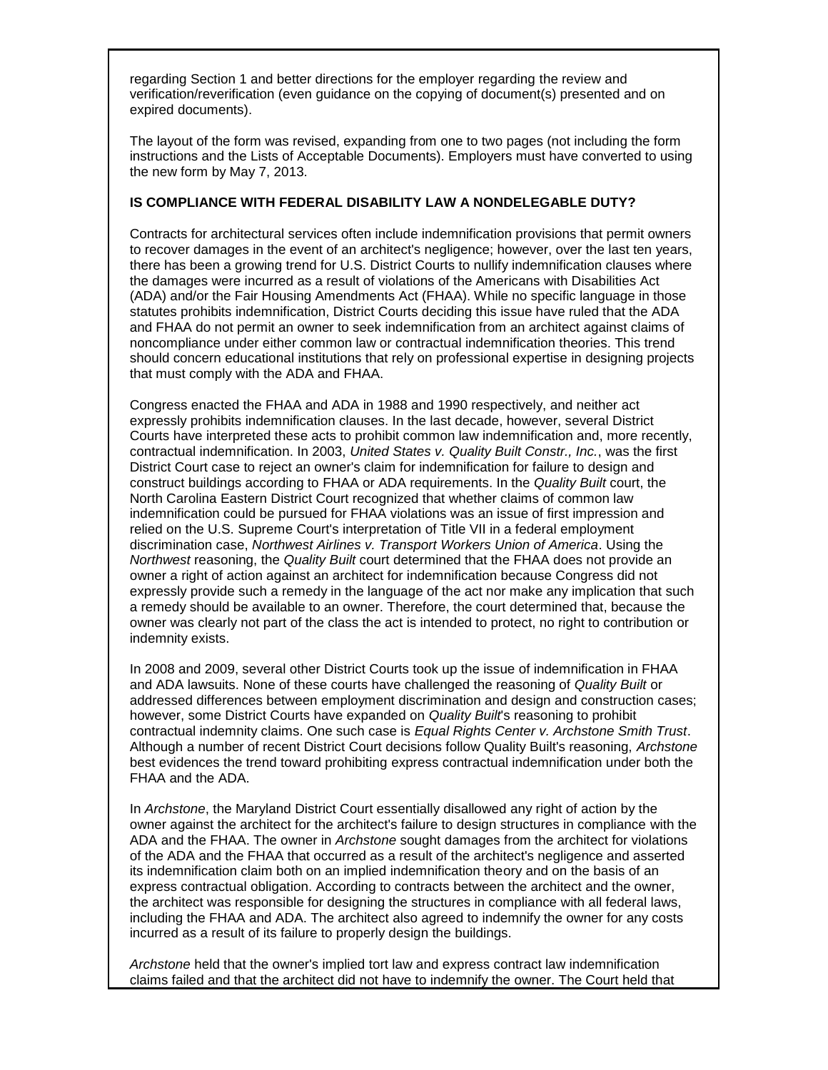regarding Section 1 and better directions for the employer regarding the review and verification/reverification (even guidance on the copying of document(s) presented and on expired documents).

The layout of the form was revised, expanding from one to two pages (not including the form instructions and the Lists of Acceptable Documents). Employers must have converted to using the new form by May 7, 2013.

**IS COMPLIANCE WITH FEDERAL DISABILITY LAW A NONDELEGABLE DUTY?**

Contracts for architectural services often include indemnification provisions that permit owners to recover damages in the event of an architect's negligence; however, over the last ten years, there has been a growing trend for U.S. District Courts to nullify indemnification clauses where the damages were incurred as a result of violations of the Americans with Disabilities Act (ADA) and/or the Fair Housing Amendments Act (FHAA). While no specific language in those statutes prohibits indemnification, District Courts deciding this issue have ruled that the ADA and FHAA do not permit an owner to seek indemnification from an architect against claims of noncompliance under either common law or contractual indemnification theories. This trend should concern educational institutions that rely on professional expertise in designing projects that must comply with the ADA and FHAA.

Congress enacted the FHAA and ADA in 1988 and 1990 respectively, and neither act expressly prohibits indemnification clauses. In the last decade, however, several District Courts have interpreted these acts to prohibit common law indemnification and, more recently, contractual indemnification. In 2003, *United States v. Quality Built Constr., Inc.*, was the first District Court case to reject an owner's claim for indemnification for failure to design and construct buildings according to FHAA or ADA requirements. In the *Quality Built* court, the North Carolina Eastern District Court recognized that whether claims of common law indemnification could be pursued for FHAA violations was an issue of first impression and relied on the U.S. Supreme Court's interpretation of Title VII in a federal employment discrimination case, *Northwest Airlines v. Transport Workers Union of America*. Using the *Northwest* reasoning, the *Quality Built* court determined that the FHAA does not provide an owner a right of action against an architect for indemnification because Congress did not expressly provide such a remedy in the language of the act nor make any implication that such a remedy should be available to an owner. Therefore, the court determined that, because the owner was clearly not part of the class the act is intended to protect, no right to contribution or indemnity exists.

In 2008 and 2009, several other District Courts took up the issue of indemnification in FHAA and ADA lawsuits. None of these courts have challenged the reasoning of *Quality Built* or addressed differences between employment discrimination and design and construction cases; however, some District Courts have expanded on *Quality Built*'s reasoning to prohibit contractual indemnity claims. One such case is *Equal Rights Center v. Archstone Smith Trust*. Although a number of recent District Court decisions follow Quality Built's reasoning, *Archstone* best evidences the trend toward prohibiting express contractual indemnification under both the FHAA and the ADA.

In *Archstone*, the Maryland District Court essentially disallowed any right of action by the owner against the architect for the architect's failure to design structures in compliance with the ADA and the FHAA. The owner in *Archstone* sought damages from the architect for violations of the ADA and the FHAA that occurred as a result of the architect's negligence and asserted its indemnification claim both on an implied indemnification theory and on the basis of an express contractual obligation. According to contracts between the architect and the owner, the architect was responsible for designing the structures in compliance with all federal laws, including the FHAA and ADA. The architect also agreed to indemnify the owner for any costs incurred as a result of its failure to properly design the buildings.

*Archstone* held that the owner's implied tort law and express contract law indemnification claims failed and that the architect did not have to indemnify the owner. The Court held that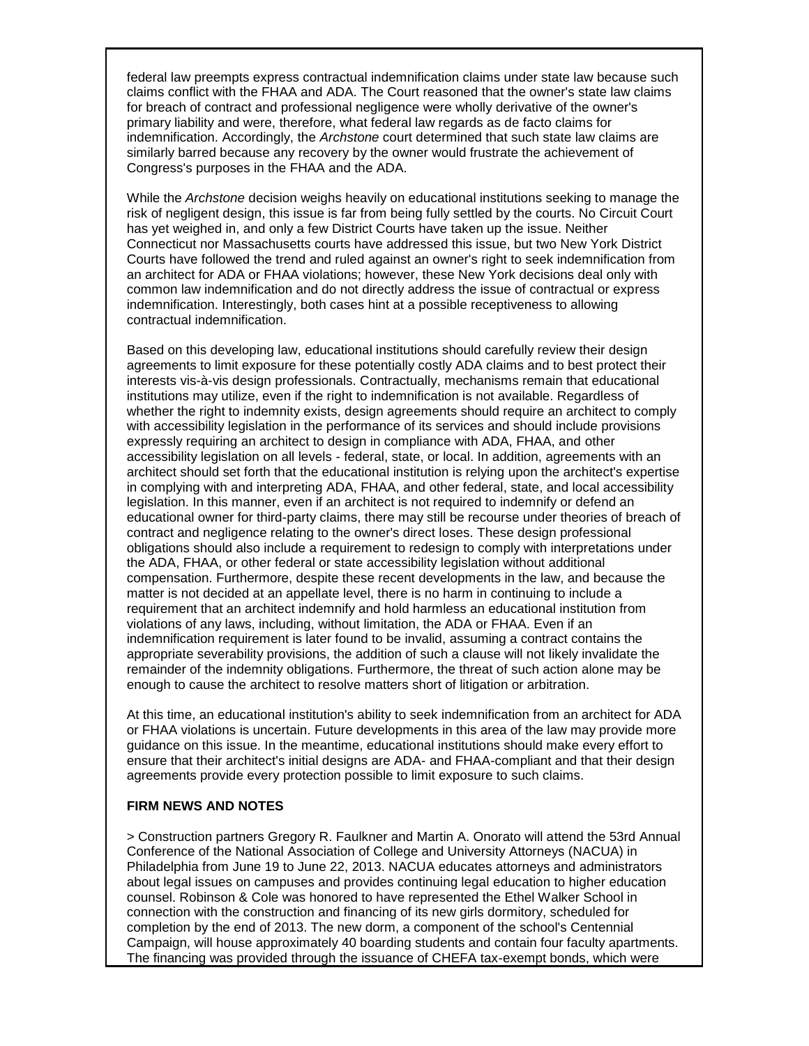federal law preempts express contractual indemnification claims under state law because such claims conflict with the FHAA and ADA. The Court reasoned that the owner's state law claims for breach of contract and professional negligence were wholly derivative of the owner's primary liability and were, therefore, what federal law regards as de facto claims for indemnification. Accordingly, the *Archstone* court determined that such state law claims are similarly barred because any recovery by the owner would frustrate the achievement of Congress's purposes in the FHAA and the ADA.

While the *Archstone* decision weighs heavily on educational institutions seeking to manage the risk of negligent design, this issue is far from being fully settled by the courts. No Circuit Court has yet weighed in, and only a few District Courts have taken up the issue. Neither Connecticut nor Massachusetts courts have addressed this issue, but two New York District Courts have followed the trend and ruled against an owner's right to seek indemnification from an architect for ADA or FHAA violations; however, these New York decisions deal only with common law indemnification and do not directly address the issue of contractual or express indemnification. Interestingly, both cases hint at a possible receptiveness to allowing contractual indemnification.

Based on this developing law, educational institutions should carefully review their design agreements to limit exposure for these potentially costly ADA claims and to best protect their interests vis-à-vis design professionals. Contractually, mechanisms remain that educational institutions may utilize, even if the right to indemnification is not available. Regardless of whether the right to indemnity exists, design agreements should require an architect to comply with accessibility legislation in the performance of its services and should include provisions expressly requiring an architect to design in compliance with ADA, FHAA, and other accessibility legislation on all levels - federal, state, or local. In addition, agreements with an architect should set forth that the educational institution is relying upon the architect's expertise in complying with and interpreting ADA, FHAA, and other federal, state, and local accessibility legislation. In this manner, even if an architect is not required to indemnify or defend an educational owner for third-party claims, there may still be recourse under theories of breach of contract and negligence relating to the owner's direct loses. These design professional obligations should also include a requirement to redesign to comply with interpretations under the ADA, FHAA, or other federal or state accessibility legislation without additional compensation. Furthermore, despite these recent developments in the law, and because the matter is not decided at an appellate level, there is no harm in continuing to include a requirement that an architect indemnify and hold harmless an educational institution from violations of any laws, including, without limitation, the ADA or FHAA. Even if an indemnification requirement is later found to be invalid, assuming a contract contains the appropriate severability provisions, the addition of such a clause will not likely invalidate the remainder of the indemnity obligations. Furthermore, the threat of such action alone may be enough to cause the architect to resolve matters short of litigation or arbitration.

At this time, an educational institution's ability to seek indemnification from an architect for ADA or FHAA violations is uncertain. Future developments in this area of the law may provide more guidance on this issue. In the meantime, educational institutions should make every effort to ensure that their architect's initial designs are ADA- and FHAA-compliant and that their design agreements provide every protection possible to limit exposure to such claims.

**FIRM NEWS AND NOTES**

> Construction partners Gregory R. Faulkner and Martin A. Onorato will attend the 53rd Annual Conference of the National Association of College and University Attorneys (NACUA) in Philadelphia from June 19 to June 22, 2013. NACUA educates attorneys and administrators about legal issues on campuses and provides continuing legal education to higher education counsel. Robinson & Cole was honored to have represented the Ethel Walker School in connection with the construction and financing of its new girls dormitory, scheduled for completion by the end of 2013. The new dorm, a component of the school's Centennial Campaign, will house approximately 40 boarding students and contain four faculty apartments. The financing was provided through the issuance of CHEFA tax-exempt bonds, which were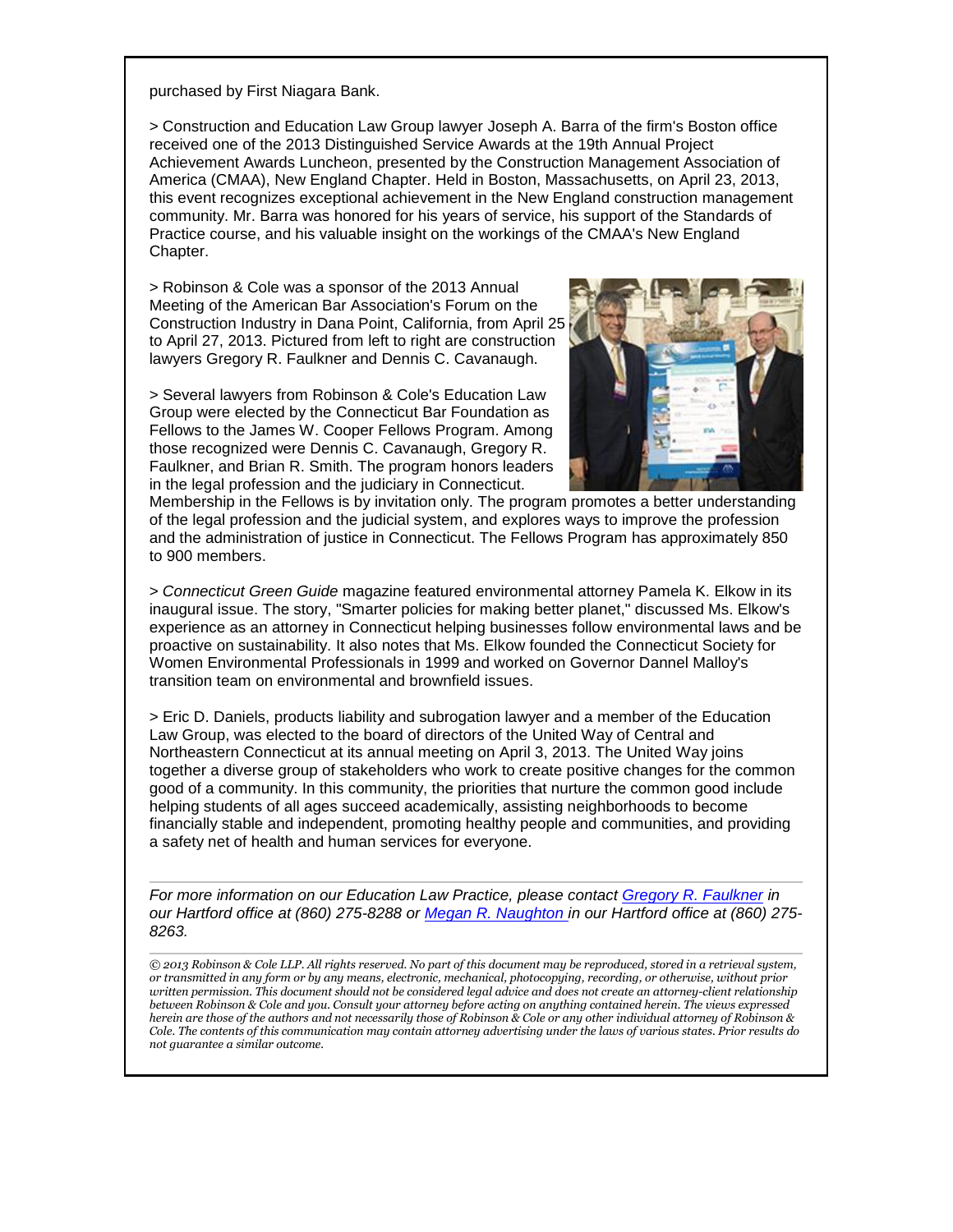purchased by First Niagara Bank.

> Construction and Education Law Group lawyer Joseph A. Barra of the firm's Boston office received one of the 2013 Distinguished Service Awards at the 19th Annual Project Achievement Awards Luncheon, presented by the Construction Management Association of America (CMAA), New England Chapter. Held in Boston, Massachusetts, on April 23, 2013, this event recognizes exceptional achievement in the New England construction management community. Mr. Barra was honored for his years of service, his support of the Standards of Practice course, and his valuable insight on the workings of the CMAA's New England Chapter.

> Robinson & Cole was a sponsor of the 2013 Annual Meeting of the American Bar Association's Forum on the Construction Industry in Dana Point, California, from April 25 to April 27, 2013. Pictured from left to right are construction lawyers Gregory R. Faulkner and Dennis C. Cavanaugh.

> Several lawyers from Robinson & Cole's Education Law Group were elected by the Connecticut Bar Foundation as Fellows to the James W. Cooper Fellows Program. Among those recognized were Dennis C. Cavanaugh, Gregory R. Faulkner, and Brian R. Smith. The program honors leaders in the legal profession and the judiciary in Connecticut. Membership in the Fellows is by invitation only. The program promotes a better understanding of the legal profession and the judicial system, and explores ways to improve the profession and the administration of justice in Connecticut. The Fellows Program has approximately 850 to 900 members.

> *Connecticut Green Guide* magazine featured environmental attorney Pamela K. Elkow in its inaugural issue. The story, "Smarter policies for making better planet," discussed Ms. Elkow's experience as an attorney in Connecticut helping businesses follow environmental laws and be proactive on sustainability. It also notes that Ms. Elkow founded the Connecticut Society for Women Environmental Professionals in 1999 and worked on Governor Dannel Malloy's transition team on environmental and brownfield issues.

> Eric D. Daniels, products liability and subrogation lawyer and a member of the Education Law Group, was elected to the board of directors of the United Way of Central and Northeastern Connecticut at its annual meeting on April 3, 2013. The United Way joins together a diverse group of stakeholders who work to create positive changes for the common good of a community. In this community, the priorities that nurture the common good include helping students of all ages succeed academically, assisting neighborhoods to become financially stable and independent, promoting healthy people and communities, and providing a safety net of health and human services for everyone.

---

*For more information on our Education Law Practice, please contact Gregory R. Faulkner in our Hartford office at (860) 275-8288 or Megan R. Naughton in our Hartford office at (860) 275-8263.*

---

*© 2013 Robinson & Cole LLP. All rights reserved. No part of this document may be reproduced, stored in a retrieval system, or transmitted in any form or by any means, electronic, mechanical, photocopying, recording, or otherwise, without prior written permission. This document should not be considered legal advice and does not create an attorney-client relationship between Robinson & Cole and you. Consult your attorney before acting on anything contained herein. The views expressed herein are those of the authors and not necessarily those of Robinson & Cole or any other individual attorney of Robinson & Cole. The contents of this communication may contain attorney advertising under the laws of various states. Prior results do not guarantee a similar outcome.*